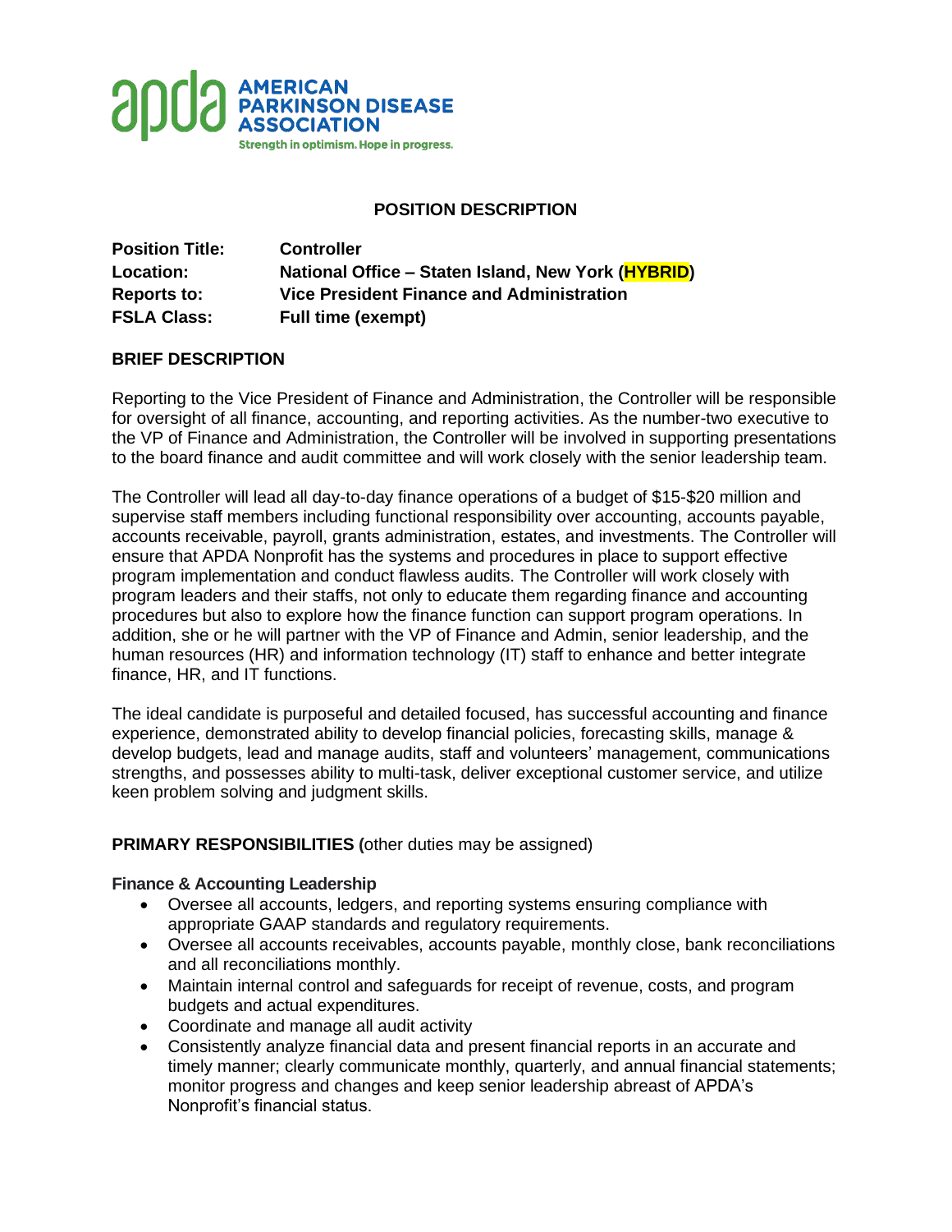**AMERICAN PARKINSON DISEASE ASSOCIATION**

Strength in optimism. Hope in progress.

# POSITION DESCRIPTION

| | |
|---|---|
| **Position Title:** | **Controller** |
| **Location:** | **National Office – Staten Island, New York (HYBRID)** |
| **Reports to:** | **Vice President Finance and Administration** |
| **FSLA Class:** | **Full time (exempt)** |

## BRIEF DESCRIPTION

Reporting to the Vice President of Finance and Administration, the Controller will be responsible for oversight of all finance, accounting, and reporting activities. As the number-two executive to the VP of Finance and Administration, the Controller will be involved in supporting presentations to the board finance and audit committee and will work closely with the senior leadership team.

The Controller will lead all day-to-day finance operations of a budget of $15-$20 million and supervise staff members including functional responsibility over accounting, accounts payable, accounts receivable, payroll, grants administration, estates, and investments. The Controller will ensure that APDA Nonprofit has the systems and procedures in place to support effective program implementation and conduct flawless audits. The Controller will work closely with program leaders and their staffs, not only to educate them regarding finance and accounting procedures but also to explore how the finance function can support program operations. In addition, she or he will partner with the VP of Finance and Admin, senior leadership, and the human resources (HR) and information technology (IT) staff to enhance and better integrate finance, HR, and IT functions.

The ideal candidate is purposeful and detailed focused, has successful accounting and finance experience, demonstrated ability to develop financial policies, forecasting skills, manage & develop budgets, lead and manage audits, staff and volunteers' management, communications strengths, and possesses ability to multi-task, deliver exceptional customer service, and utilize keen problem solving and judgment skills.

## PRIMARY RESPONSIBILITIES (other duties may be assigned)

### Finance & Accounting Leadership

- Oversee all accounts, ledgers, and reporting systems ensuring compliance with appropriate GAAP standards and regulatory requirements.
- Oversee all accounts receivables, accounts payable, monthly close, bank reconciliations and all reconciliations monthly.
- Maintain internal control and safeguards for receipt of revenue, costs, and program budgets and actual expenditures.
- Coordinate and manage all audit activity
- Consistently analyze financial data and present financial reports in an accurate and timely manner; clearly communicate monthly, quarterly, and annual financial statements; monitor progress and changes and keep senior leadership abreast of APDA's Nonprofit's financial status.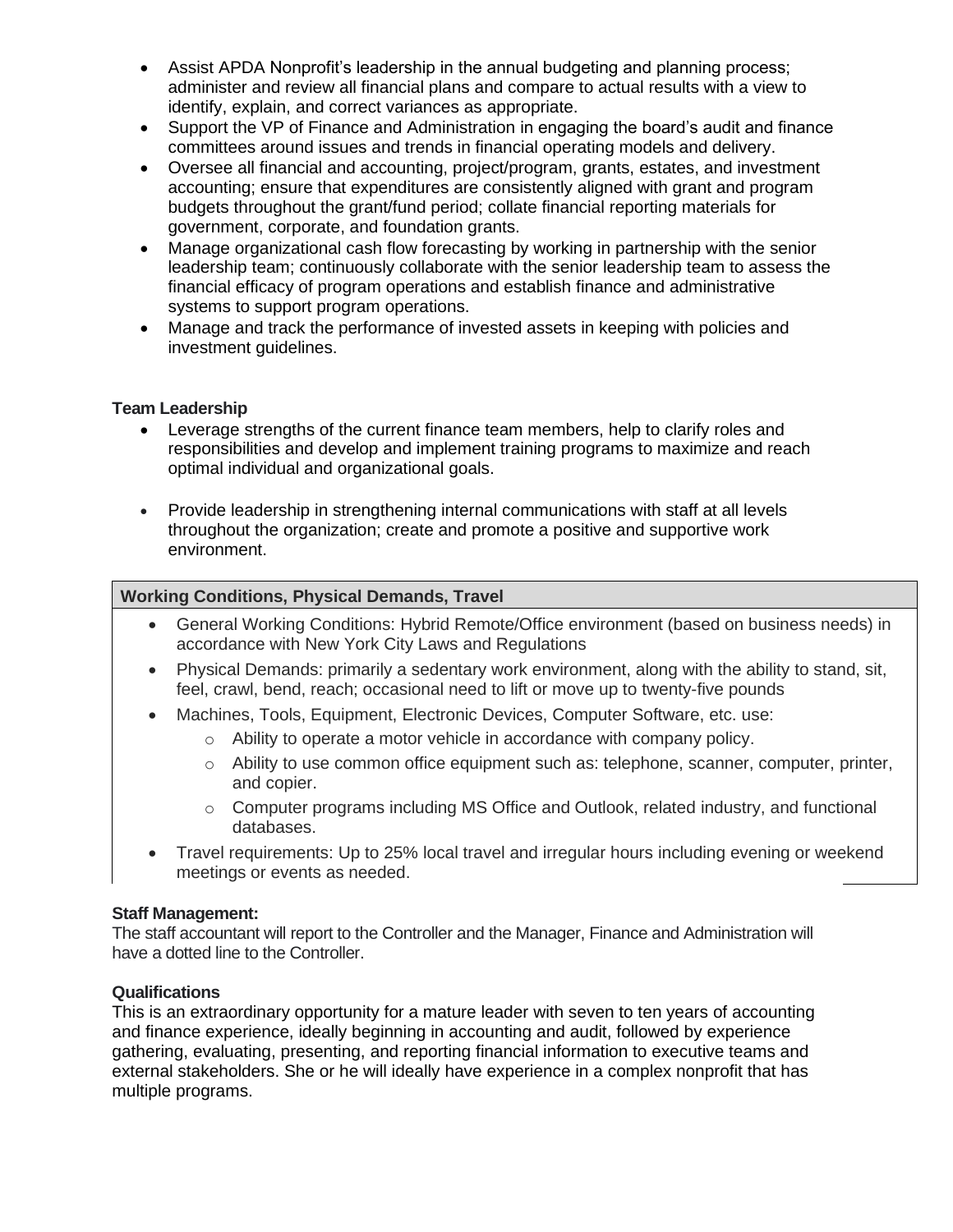- Assist APDA Nonprofit's leadership in the annual budgeting and planning process; administer and review all financial plans and compare to actual results with a view to identify, explain, and correct variances as appropriate.
- Support the VP of Finance and Administration in engaging the board's audit and finance committees around issues and trends in financial operating models and delivery.
- Oversee all financial and accounting, project/program, grants, estates, and investment accounting; ensure that expenditures are consistently aligned with grant and program budgets throughout the grant/fund period; collate financial reporting materials for government, corporate, and foundation grants.
- Manage organizational cash flow forecasting by working in partnership with the senior leadership team; continuously collaborate with the senior leadership team to assess the financial efficacy of program operations and establish finance and administrative systems to support program operations.
- Manage and track the performance of invested assets in keeping with policies and investment guidelines.

**Team Leadership**

- Leverage strengths of the current finance team members, help to clarify roles and responsibilities and develop and implement training programs to maximize and reach optimal individual and organizational goals.
- Provide leadership in strengthening internal communications with staff at all levels throughout the organization; create and promote a positive and supportive work environment.

**Working Conditions, Physical Demands, Travel**

- General Working Conditions: Hybrid Remote/Office environment (based on business needs) in accordance with New York City Laws and Regulations
- Physical Demands: primarily a sedentary work environment, along with the ability to stand, sit, feel, crawl, bend, reach; occasional need to lift or move up to twenty-five pounds
- Machines, Tools, Equipment, Electronic Devices, Computer Software, etc. use:
  - Ability to operate a motor vehicle in accordance with company policy.
  - Ability to use common office equipment such as: telephone, scanner, computer, printer, and copier.
  - Computer programs including MS Office and Outlook, related industry, and functional databases.
- Travel requirements: Up to 25% local travel and irregular hours including evening or weekend meetings or events as needed.

**Staff Management:**

The staff accountant will report to the Controller and the Manager, Finance and Administration will have a dotted line to the Controller.

**Qualifications**

This is an extraordinary opportunity for a mature leader with seven to ten years of accounting and finance experience, ideally beginning in accounting and audit, followed by experience gathering, evaluating, presenting, and reporting financial information to executive teams and external stakeholders. She or he will ideally have experience in a complex nonprofit that has multiple programs.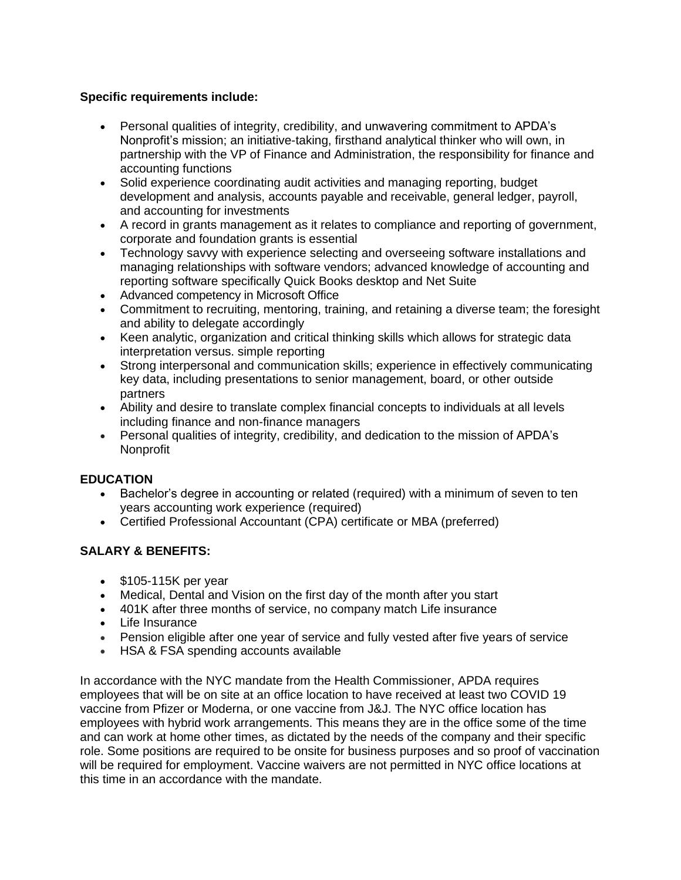**Specific requirements include:**

- Personal qualities of integrity, credibility, and unwavering commitment to APDA's Nonprofit's mission; an initiative-taking, firsthand analytical thinker who will own, in partnership with the VP of Finance and Administration, the responsibility for finance and accounting functions
- Solid experience coordinating audit activities and managing reporting, budget development and analysis, accounts payable and receivable, general ledger, payroll, and accounting for investments
- A record in grants management as it relates to compliance and reporting of government, corporate and foundation grants is essential
- Technology savvy with experience selecting and overseeing software installations and managing relationships with software vendors; advanced knowledge of accounting and reporting software specifically Quick Books desktop and Net Suite
- Advanced competency in Microsoft Office
- Commitment to recruiting, mentoring, training, and retaining a diverse team; the foresight and ability to delegate accordingly
- Keen analytic, organization and critical thinking skills which allows for strategic data interpretation versus. simple reporting
- Strong interpersonal and communication skills; experience in effectively communicating key data, including presentations to senior management, board, or other outside partners
- Ability and desire to translate complex financial concepts to individuals at all levels including finance and non-finance managers
- Personal qualities of integrity, credibility, and dedication to the mission of APDA's Nonprofit

**EDUCATION**

- Bachelor's degree in accounting or related (required) with a minimum of seven to ten years accounting work experience (required)
- Certified Professional Accountant (CPA) certificate or MBA (preferred)

**SALARY & BENEFITS:**

- $105-115K per year
- Medical, Dental and Vision on the first day of the month after you start
- 401K after three months of service, no company match Life insurance
- Life Insurance
- Pension eligible after one year of service and fully vested after five years of service
- HSA & FSA spending accounts available

In accordance with the NYC mandate from the Health Commissioner, APDA requires employees that will be on site at an office location to have received at least two COVID 19 vaccine from Pfizer or Moderna, or one vaccine from J&J. The NYC office location has employees with hybrid work arrangements. This means they are in the office some of the time and can work at home other times, as dictated by the needs of the company and their specific role. Some positions are required to be onsite for business purposes and so proof of vaccination will be required for employment. Vaccine waivers are not permitted in NYC office locations at this time in an accordance with the mandate.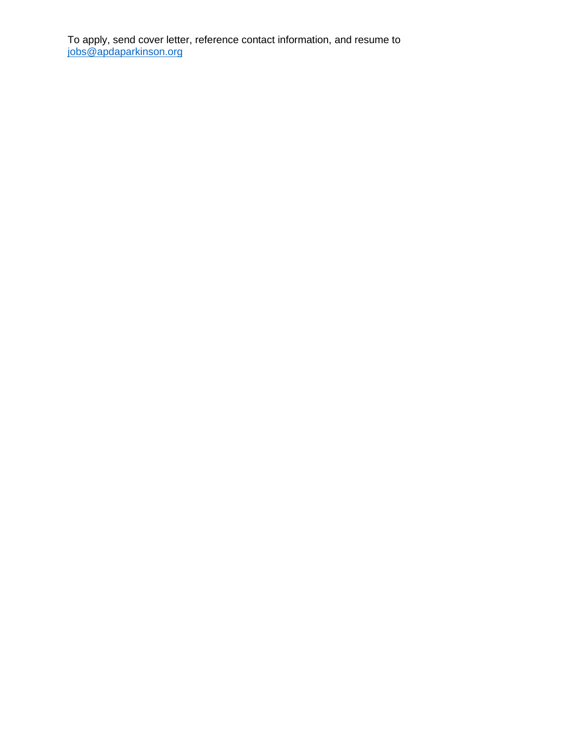To apply, send cover letter, reference contact information, and resume to jobs@apdaparkinson.org